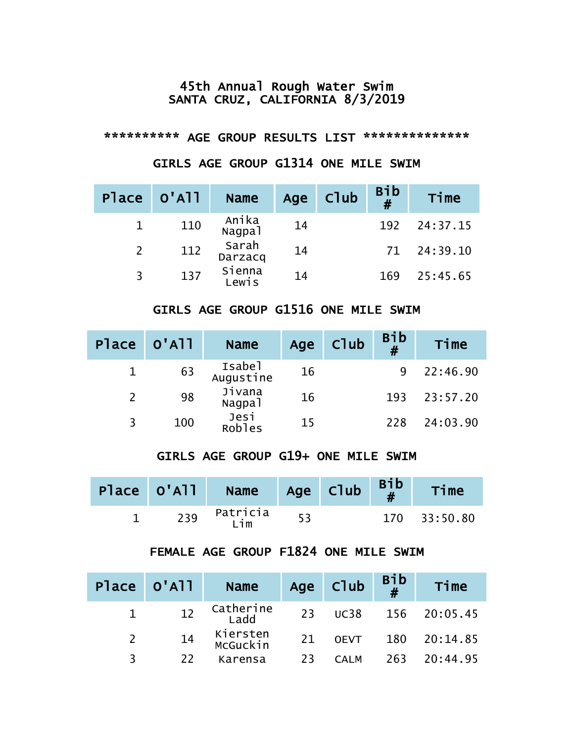# 45th Annual Rough Water Swim
# SANTA CRUZ, CALIFORNIA 8/3/2019

## ********** AGE GROUP RESULTS LIST **************

### GIRLS AGE GROUP G1314 ONE MILE SWIM

| Place | O'All | Name | Age | Club | Bib # | Time |
|---|---|---|---|---|---|---|
| 1 | 110 | Anika Nagpal | 14 | | 192 | 24:37.15 |
| 2 | 112 | Sarah Darzacq | 14 | | 71 | 24:39.10 |
| 3 | 137 | Sienna Lewis | 14 | | 169 | 25:45.65 |

### GIRLS AGE GROUP G1516 ONE MILE SWIM

| Place | O'All | Name | Age | Club | Bib # | Time |
|---|---|---|---|---|---|---|
| 1 | 63 | Isabel Augustine | 16 | | 9 | 22:46.90 |
| 2 | 98 | Jivana Nagpal | 16 | | 193 | 23:57.20 |
| 3 | 100 | Jesi Robles | 15 | | 228 | 24:03.90 |

### GIRLS AGE GROUP G19+ ONE MILE SWIM

| Place | O'All | Name | Age | Club | Bib # | Time |
|---|---|---|---|---|---|---|
| 1 | 239 | Patricia Lim | 53 | | 170 | 33:50.80 |

### FEMALE AGE GROUP F1824 ONE MILE SWIM

| Place | O'All | Name | Age | Club | Bib # | Time |
|---|---|---|---|---|---|---|
| 1 | 12 | Catherine Ladd | 23 | UC38 | 156 | 20:05.45 |
| 2 | 14 | Kiersten McGuckin | 21 | OEVT | 180 | 20:14.85 |
| 3 | 22 | Karensa | 23 | CALM | 263 | 20:44.95 |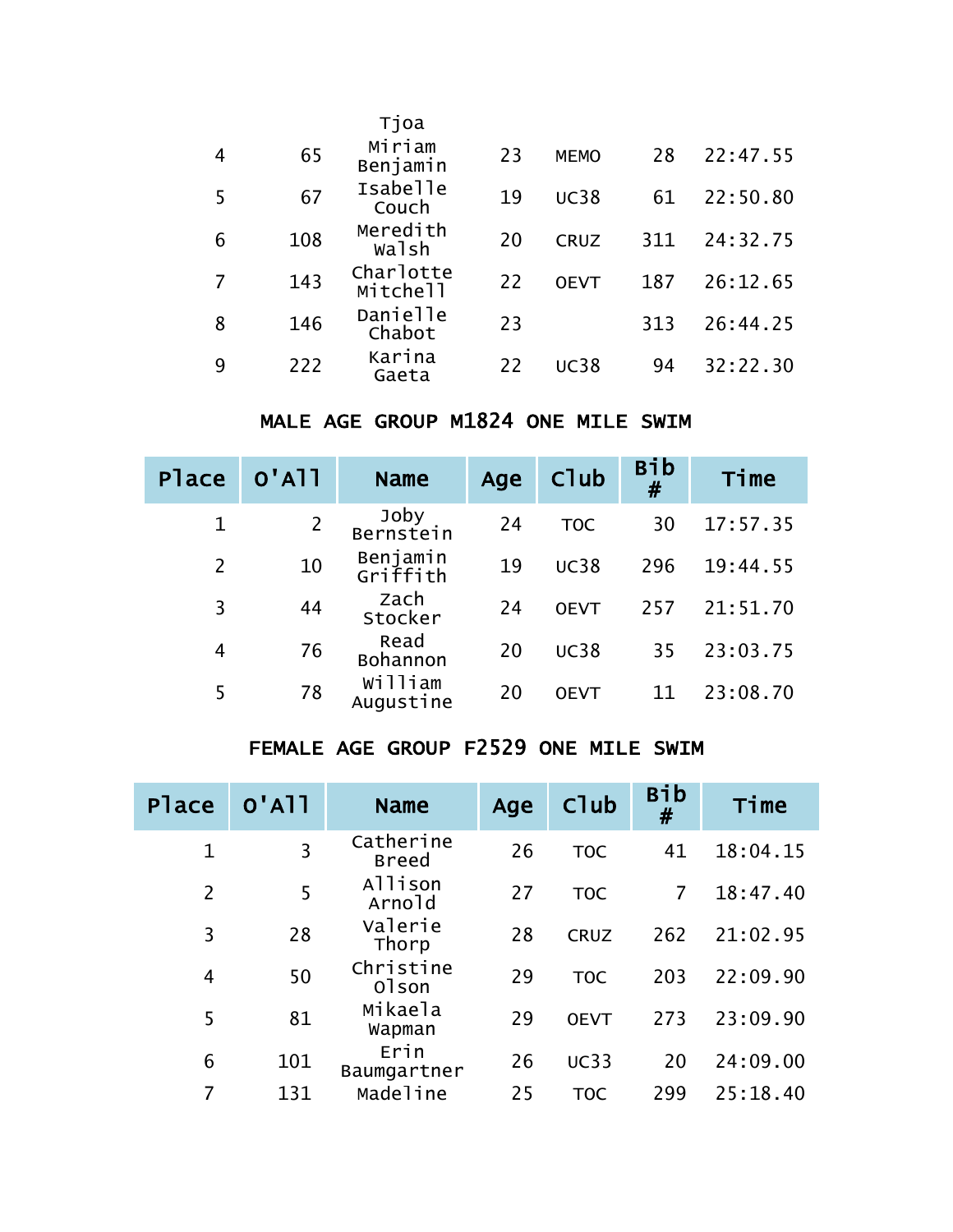|  |  | Tjoa |  |  |  |  |
|---|---|---|---|---|---|---|
| 4 | 65 | Miriam Benjamin | 23 | MEMO | 28 | 22:47.55 |
| 5 | 67 | Isabelle Couch | 19 | UC38 | 61 | 22:50.80 |
| 6 | 108 | Meredith Walsh | 20 | CRUZ | 311 | 24:32.75 |
| 7 | 143 | Charlotte Mitchell | 22 | OEVT | 187 | 26:12.65 |
| 8 | 146 | Danielle Chabot | 23 |  | 313 | 26:44.25 |
| 9 | 222 | Karina Gaeta | 22 | UC38 | 94 | 32:22.30 |

## MALE AGE GROUP M1824 ONE MILE SWIM

| Place | O'All | Name | Age | Club | Bib # | Time |
|---|---|---|---|---|---|---|
| 1 | 2 | Joby Bernstein | 24 | TOC | 30 | 17:57.35 |
| 2 | 10 | Benjamin Griffith | 19 | UC38 | 296 | 19:44.55 |
| 3 | 44 | Zach Stocker | 24 | OEVT | 257 | 21:51.70 |
| 4 | 76 | Read Bohannon | 20 | UC38 | 35 | 23:03.75 |
| 5 | 78 | William Augustine | 20 | OEVT | 11 | 23:08.70 |

## FEMALE AGE GROUP F2529 ONE MILE SWIM

| Place | O'All | Name | Age | Club | Bib # | Time |
|---|---|---|---|---|---|---|
| 1 | 3 | Catherine Breed | 26 | TOC | 41 | 18:04.15 |
| 2 | 5 | Allison Arnold | 27 | TOC | 7 | 18:47.40 |
| 3 | 28 | Valerie Thorp | 28 | CRUZ | 262 | 21:02.95 |
| 4 | 50 | Christine Olson | 29 | TOC | 203 | 22:09.90 |
| 5 | 81 | Mikaela Wapman | 29 | OEVT | 273 | 23:09.90 |
| 6 | 101 | Erin Baumgartner | 26 | UC33 | 20 | 24:09.00 |
| 7 | 131 | Madeline | 25 | TOC | 299 | 25:18.40 |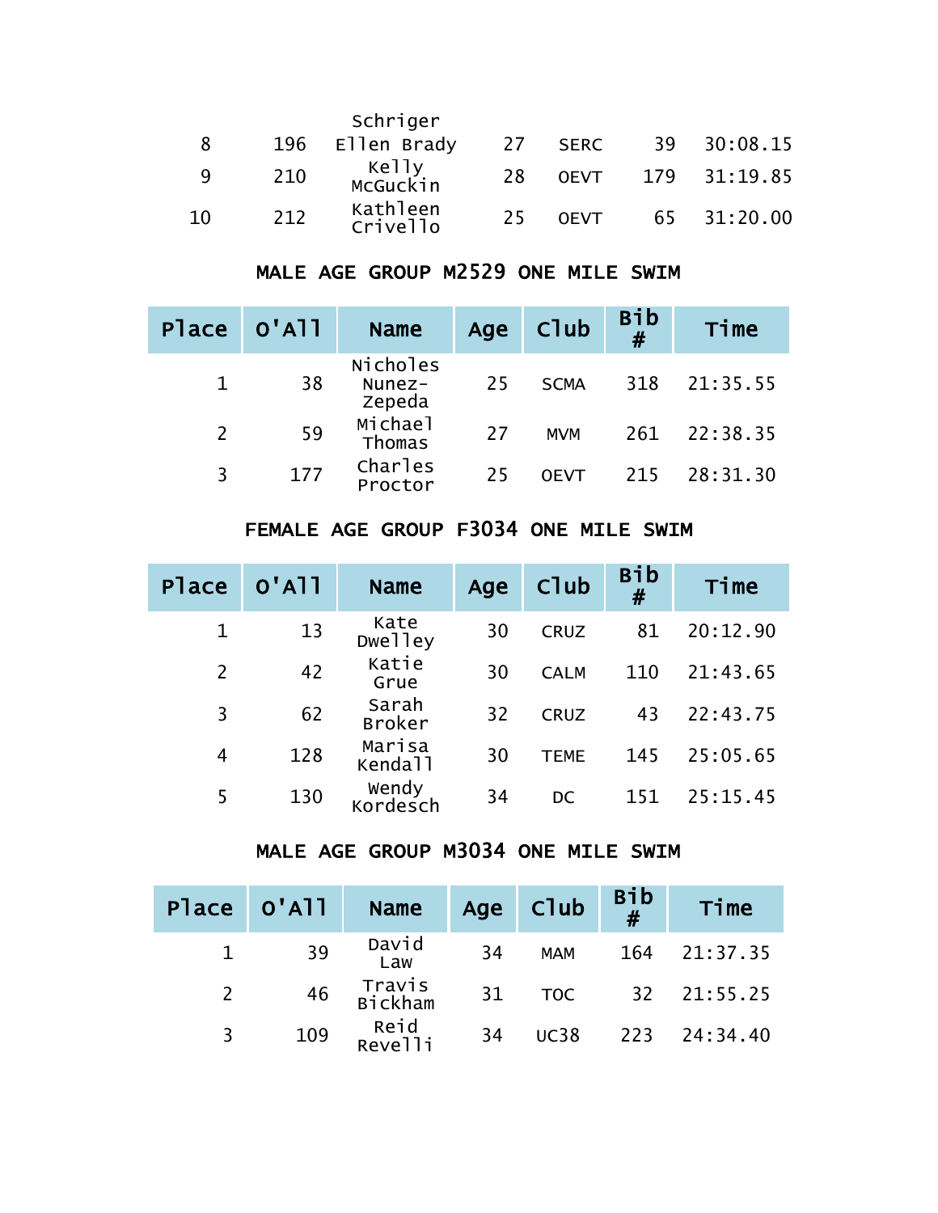| | | | | | | |
|---|---|---|---|---|---|---|
| | | Schriger | | | | |
| 8 | 196 | Ellen Brady | 27 | SERC | 39 | 30:08.15 |
| 9 | 210 | Kelly McGuckin | 28 | OEVT | 179 | 31:19.85 |
| 10 | 212 | Kathleen Crivello | 25 | OEVT | 65 | 31:20.00 |

## MALE AGE GROUP M2529 ONE MILE SWIM

| Place | O'All | Name | Age | Club | Bib # | Time |
|---|---|---|---|---|---|---|
| 1 | 38 | Nicholes Nunez-Zepeda | 25 | SCMA | 318 | 21:35.55 |
| 2 | 59 | Michael Thomas | 27 | MVM | 261 | 22:38.35 |
| 3 | 177 | Charles Proctor | 25 | OEVT | 215 | 28:31.30 |

## FEMALE AGE GROUP F3034 ONE MILE SWIM

| Place | O'All | Name | Age | Club | Bib # | Time |
|---|---|---|---|---|---|---|
| 1 | 13 | Kate Dwelley | 30 | CRUZ | 81 | 20:12.90 |
| 2 | 42 | Katie Grue | 30 | CALM | 110 | 21:43.65 |
| 3 | 62 | Sarah Broker | 32 | CRUZ | 43 | 22:43.75 |
| 4 | 128 | Marisa Kendall | 30 | TEME | 145 | 25:05.65 |
| 5 | 130 | Wendy Kordesch | 34 | DC | 151 | 25:15.45 |

## MALE AGE GROUP M3034 ONE MILE SWIM

| Place | O'All | Name | Age | Club | Bib # | Time |
|---|---|---|---|---|---|---|
| 1 | 39 | David Law | 34 | MAM | 164 | 21:37.35 |
| 2 | 46 | Travis Bickham | 31 | TOC | 32 | 21:55.25 |
| 3 | 109 | Reid Revelli | 34 | UC38 | 223 | 24:34.40 |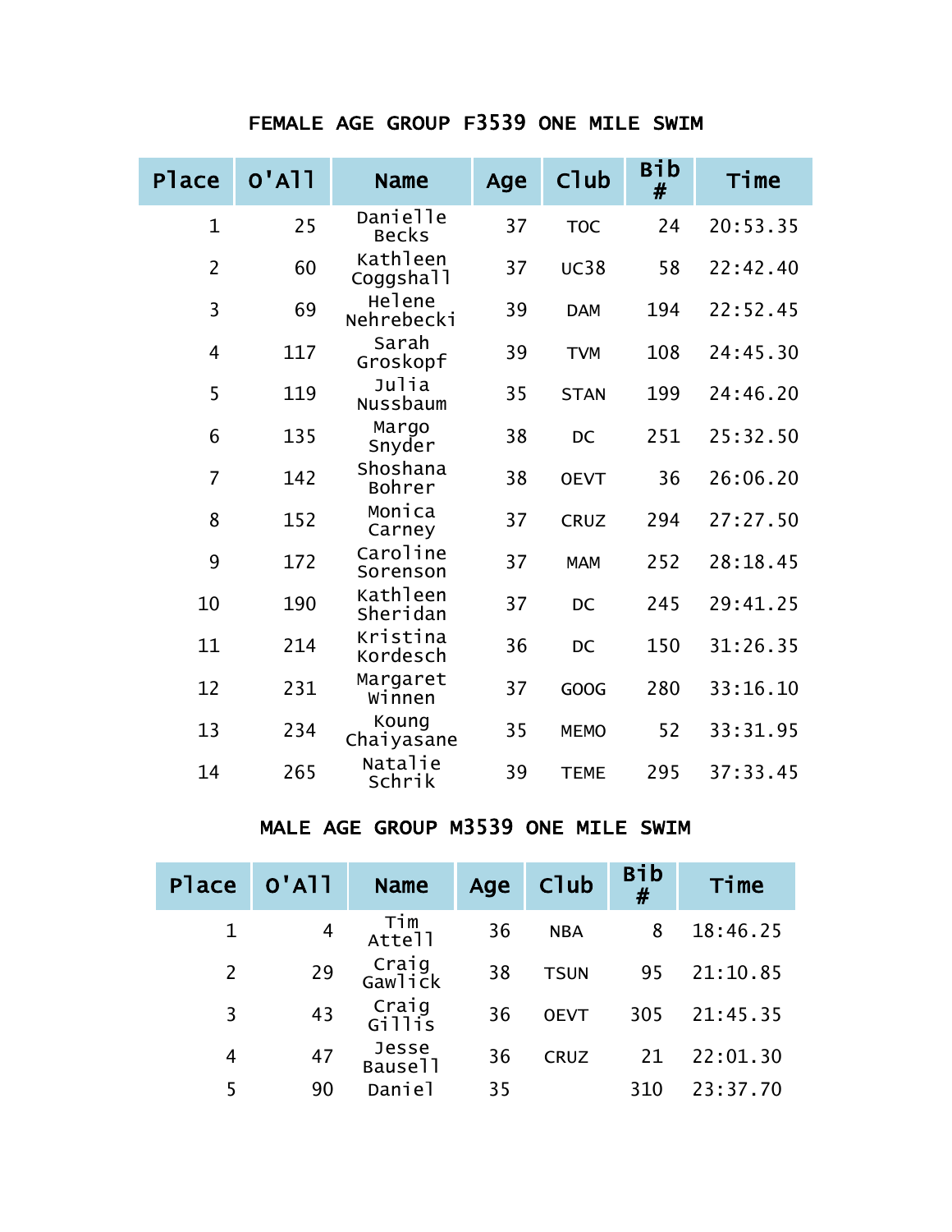## FEMALE AGE GROUP F3539 ONE MILE SWIM

| Place | O'All | Name | Age | Club | Bib # | Time |
|---|---|---|---|---|---|---|
| 1 | 25 | Danielle Becks | 37 | TOC | 24 | 20:53.35 |
| 2 | 60 | Kathleen Coggshall | 37 | UC38 | 58 | 22:42.40 |
| 3 | 69 | Helene Nehrebecki | 39 | DAM | 194 | 22:52.45 |
| 4 | 117 | Sarah Groskopf | 39 | TVM | 108 | 24:45.30 |
| 5 | 119 | Julia Nussbaum | 35 | STAN | 199 | 24:46.20 |
| 6 | 135 | Margo Snyder | 38 | DC | 251 | 25:32.50 |
| 7 | 142 | Shoshana Bohrer | 38 | OEVT | 36 | 26:06.20 |
| 8 | 152 | Monica Carney | 37 | CRUZ | 294 | 27:27.50 |
| 9 | 172 | Caroline Sorenson | 37 | MAM | 252 | 28:18.45 |
| 10 | 190 | Kathleen Sheridan | 37 | DC | 245 | 29:41.25 |
| 11 | 214 | Kristina Kordesch | 36 | DC | 150 | 31:26.35 |
| 12 | 231 | Margaret Winnen | 37 | GOOG | 280 | 33:16.10 |
| 13 | 234 | Koung Chaiyasane | 35 | MEMO | 52 | 33:31.95 |
| 14 | 265 | Natalie Schrik | 39 | TEME | 295 | 37:33.45 |

## MALE AGE GROUP M3539 ONE MILE SWIM

| Place | O'All | Name | Age | Club | Bib # | Time |
|---|---|---|---|---|---|---|
| 1 | 4 | Tim Attell | 36 | NBA | 8 | 18:46.25 |
| 2 | 29 | Craig Gawlick | 38 | TSUN | 95 | 21:10.85 |
| 3 | 43 | Craig Gillis | 36 | OEVT | 305 | 21:45.35 |
| 4 | 47 | Jesse Bausell | 36 | CRUZ | 21 | 22:01.30 |
| 5 | 90 | Daniel | 35 | | 310 | 23:37.70 |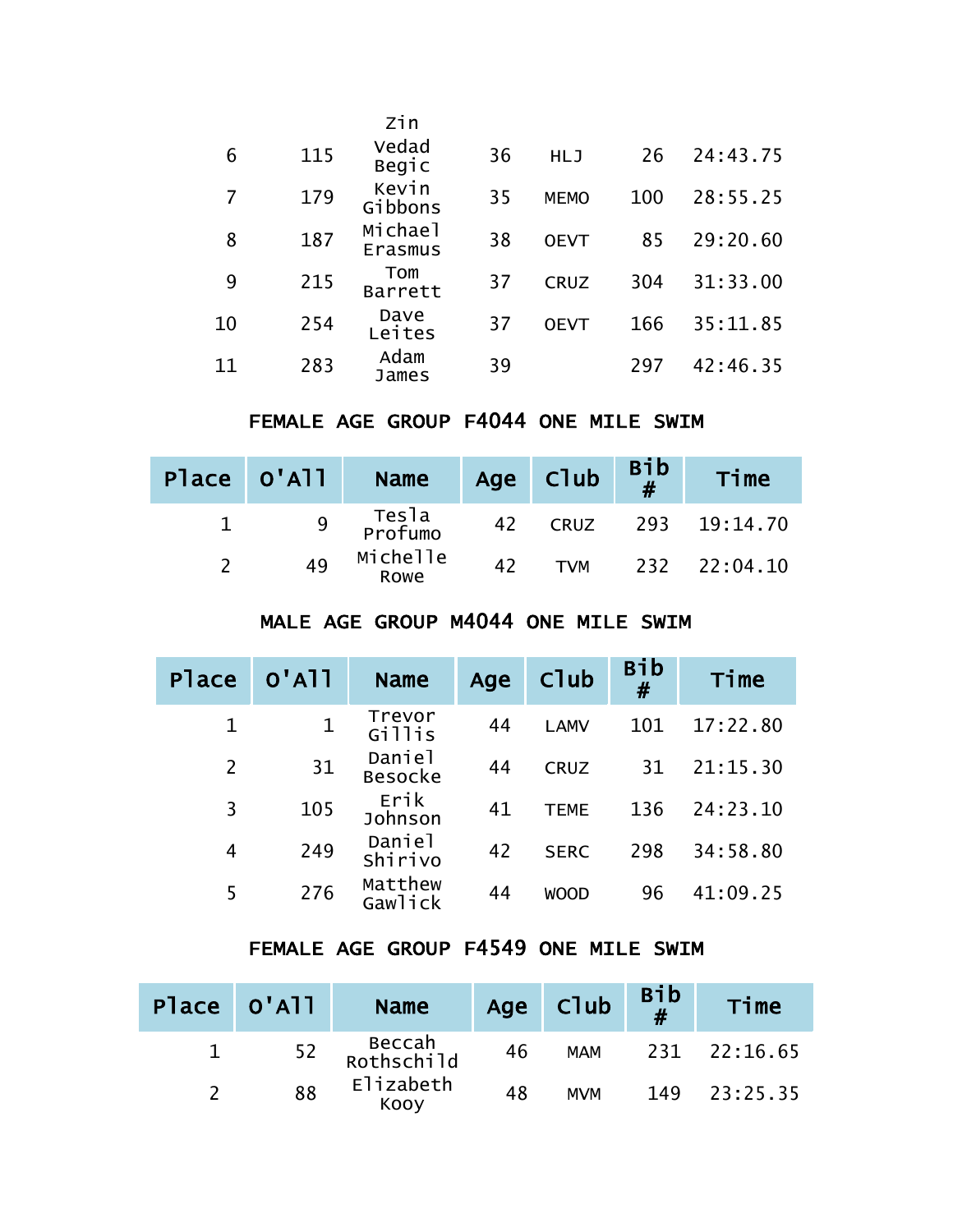| | | Zin | | | | |
|---|---|---|---|---|---|---|
| 6 | 115 | Vedad Begic | 36 | HLJ | 26 | 24:43.75 |
| 7 | 179 | Kevin Gibbons | 35 | MEMO | 100 | 28:55.25 |
| 8 | 187 | Michael Erasmus | 38 | OEVT | 85 | 29:20.60 |
| 9 | 215 | Tom Barrett | 37 | CRUZ | 304 | 31:33.00 |
| 10 | 254 | Dave Leites | 37 | OEVT | 166 | 35:11.85 |
| 11 | 283 | Adam James | 39 | | 297 | 42:46.35 |

## FEMALE AGE GROUP F4044 ONE MILE SWIM

| Place | O'All | Name | Age | Club | Bib # | Time |
|---|---|---|---|---|---|---|
| 1 | 9 | Tesla Profumo | 42 | CRUZ | 293 | 19:14.70 |
| 2 | 49 | Michelle Rowe | 42 | TVM | 232 | 22:04.10 |

## MALE AGE GROUP M4044 ONE MILE SWIM

| Place | O'All | Name | Age | Club | Bib # | Time |
|---|---|---|---|---|---|---|
| 1 | 1 | Trevor Gillis | 44 | LAMV | 101 | 17:22.80 |
| 2 | 31 | Daniel Besocke | 44 | CRUZ | 31 | 21:15.30 |
| 3 | 105 | Erik Johnson | 41 | TEME | 136 | 24:23.10 |
| 4 | 249 | Daniel Shirivo | 42 | SERC | 298 | 34:58.80 |
| 5 | 276 | Matthew Gawlick | 44 | WOOD | 96 | 41:09.25 |

## FEMALE AGE GROUP F4549 ONE MILE SWIM

| Place | O'All | Name | Age | Club | Bib # | Time |
|---|---|---|---|---|---|---|
| 1 | 52 | Beccah Rothschild | 46 | MAM | 231 | 22:16.65 |
| 2 | 88 | Elizabeth Kooy | 48 | MVM | 149 | 23:25.35 |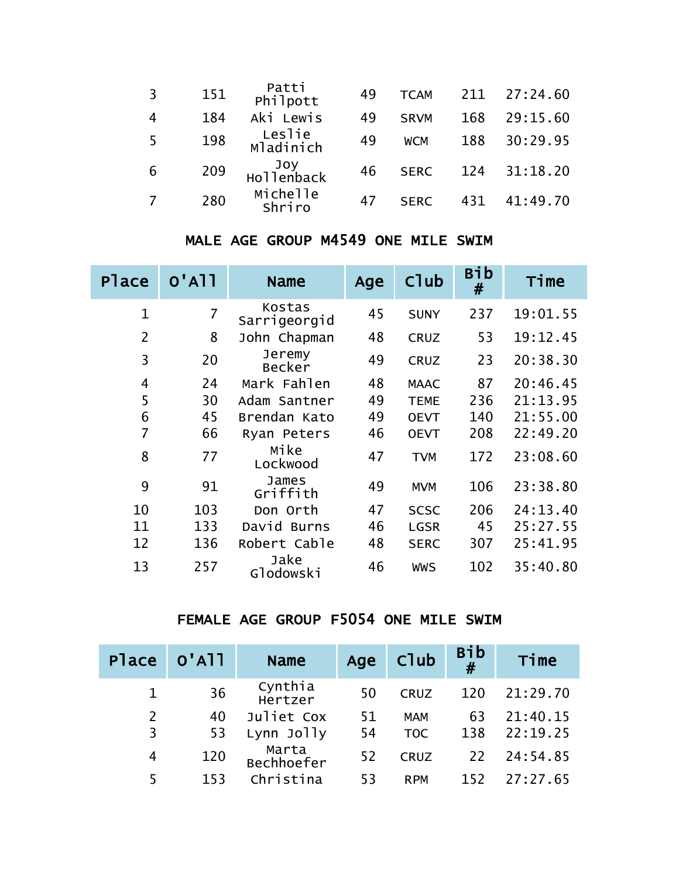| Place | O'All | Name | Age | Club | Bib # | Time |
|---|---|---|---|---|---|---|
| 3 | 151 | Patti Philpott | 49 | TCAM | 211 | 27:24.60 |
| 4 | 184 | Aki Lewis | 49 | SRVM | 168 | 29:15.60 |
| 5 | 198 | Leslie Mladinich | 49 | WCM | 188 | 30:29.95 |
| 6 | 209 | Joy Hollenback | 46 | SERC | 124 | 31:18.20 |
| 7 | 280 | Michelle Shriro | 47 | SERC | 431 | 41:49.70 |

## MALE AGE GROUP M4549 ONE MILE SWIM

| Place | O'All | Name | Age | Club | Bib # | Time |
|---|---|---|---|---|---|---|
| 1 | 7 | Kostas Sarrigeorgid | 45 | SUNY | 237 | 19:01.55 |
| 2 | 8 | John Chapman | 48 | CRUZ | 53 | 19:12.45 |
| 3 | 20 | Jeremy Becker | 49 | CRUZ | 23 | 20:38.30 |
| 4 | 24 | Mark Fahlen | 48 | MAAC | 87 | 20:46.45 |
| 5 | 30 | Adam Santner | 49 | TEME | 236 | 21:13.95 |
| 6 | 45 | Brendan Kato | 49 | OEVT | 140 | 21:55.00 |
| 7 | 66 | Ryan Peters | 46 | OEVT | 208 | 22:49.20 |
| 8 | 77 | Mike Lockwood | 47 | TVM | 172 | 23:08.60 |
| 9 | 91 | James Griffith | 49 | MVM | 106 | 23:38.80 |
| 10 | 103 | Don Orth | 47 | SCSC | 206 | 24:13.40 |
| 11 | 133 | David Burns | 46 | LGSR | 45 | 25:27.55 |
| 12 | 136 | Robert Cable | 48 | SERC | 307 | 25:41.95 |
| 13 | 257 | Jake Glodowski | 46 | WWS | 102 | 35:40.80 |

## FEMALE AGE GROUP F5054 ONE MILE SWIM

| Place | O'All | Name | Age | Club | Bib # | Time |
|---|---|---|---|---|---|---|
| 1 | 36 | Cynthia Hertzer | 50 | CRUZ | 120 | 21:29.70 |
| 2 | 40 | Juliet Cox | 51 | MAM | 63 | 21:40.15 |
| 3 | 53 | Lynn Jolly | 54 | TOC | 138 | 22:19.25 |
| 4 | 120 | Marta Bechhoefer | 52 | CRUZ | 22 | 24:54.85 |
| 5 | 153 | Christina | 53 | RPM | 152 | 27:27.65 |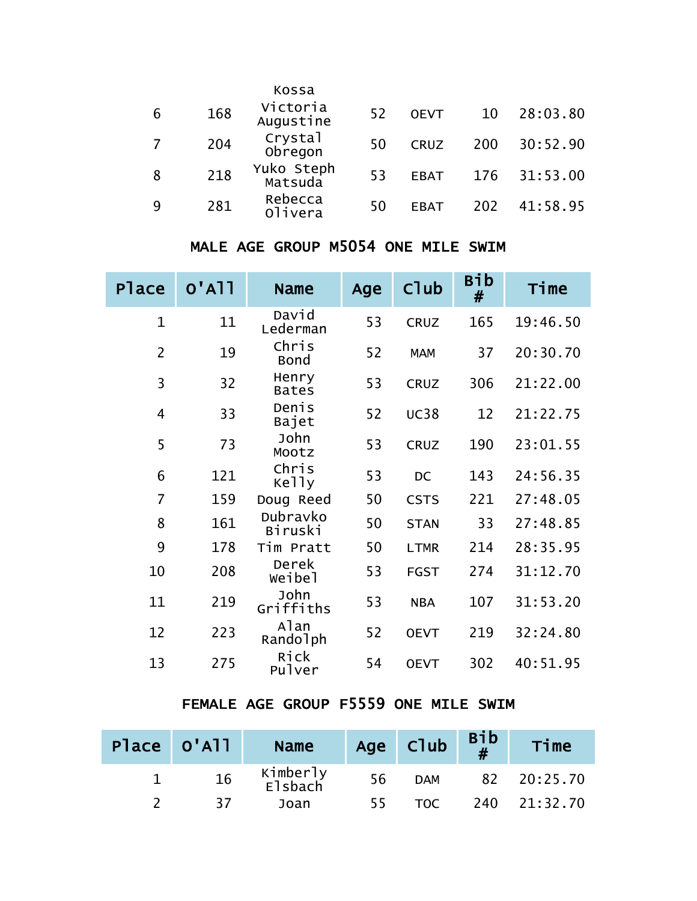| | | Kossa | | | | |
|---|---|---|---|---|---|---|
| 6 | 168 | Victoria Augustine | 52 | OEVT | 10 | 28:03.80 |
| 7 | 204 | Crystal Obregon | 50 | CRUZ | 200 | 30:52.90 |
| 8 | 218 | Yuko Steph Matsuda | 53 | EBAT | 176 | 31:53.00 |
| 9 | 281 | Rebecca Olivera | 50 | EBAT | 202 | 41:58.95 |

## MALE AGE GROUP M5054 ONE MILE SWIM

| Place | O'All | Name | Age | Club | Bib # | Time |
|---|---|---|---|---|---|---|
| 1 | 11 | David Lederman | 53 | CRUZ | 165 | 19:46.50 |
| 2 | 19 | Chris Bond | 52 | MAM | 37 | 20:30.70 |
| 3 | 32 | Henry Bates | 53 | CRUZ | 306 | 21:22.00 |
| 4 | 33 | Denis Bajet | 52 | UC38 | 12 | 21:22.75 |
| 5 | 73 | John Mootz | 53 | CRUZ | 190 | 23:01.55 |
| 6 | 121 | Chris Kelly | 53 | DC | 143 | 24:56.35 |
| 7 | 159 | Doug Reed | 50 | CSTS | 221 | 27:48.05 |
| 8 | 161 | Dubravko Biruski | 50 | STAN | 33 | 27:48.85 |
| 9 | 178 | Tim Pratt | 50 | LTMR | 214 | 28:35.95 |
| 10 | 208 | Derek Weibel | 53 | FGST | 274 | 31:12.70 |
| 11 | 219 | John Griffiths | 53 | NBA | 107 | 31:53.20 |
| 12 | 223 | Alan Randolph | 52 | OEVT | 219 | 32:24.80 |
| 13 | 275 | Rick Pulver | 54 | OEVT | 302 | 40:51.95 |

## FEMALE AGE GROUP F5559 ONE MILE SWIM

| Place | O'All | Name | Age | Club | Bib # | Time |
|---|---|---|---|---|---|---|
| 1 | 16 | Kimberly Elsbach | 56 | DAM | 82 | 20:25.70 |
| 2 | 37 | Joan | 55 | TOC | 240 | 21:32.70 |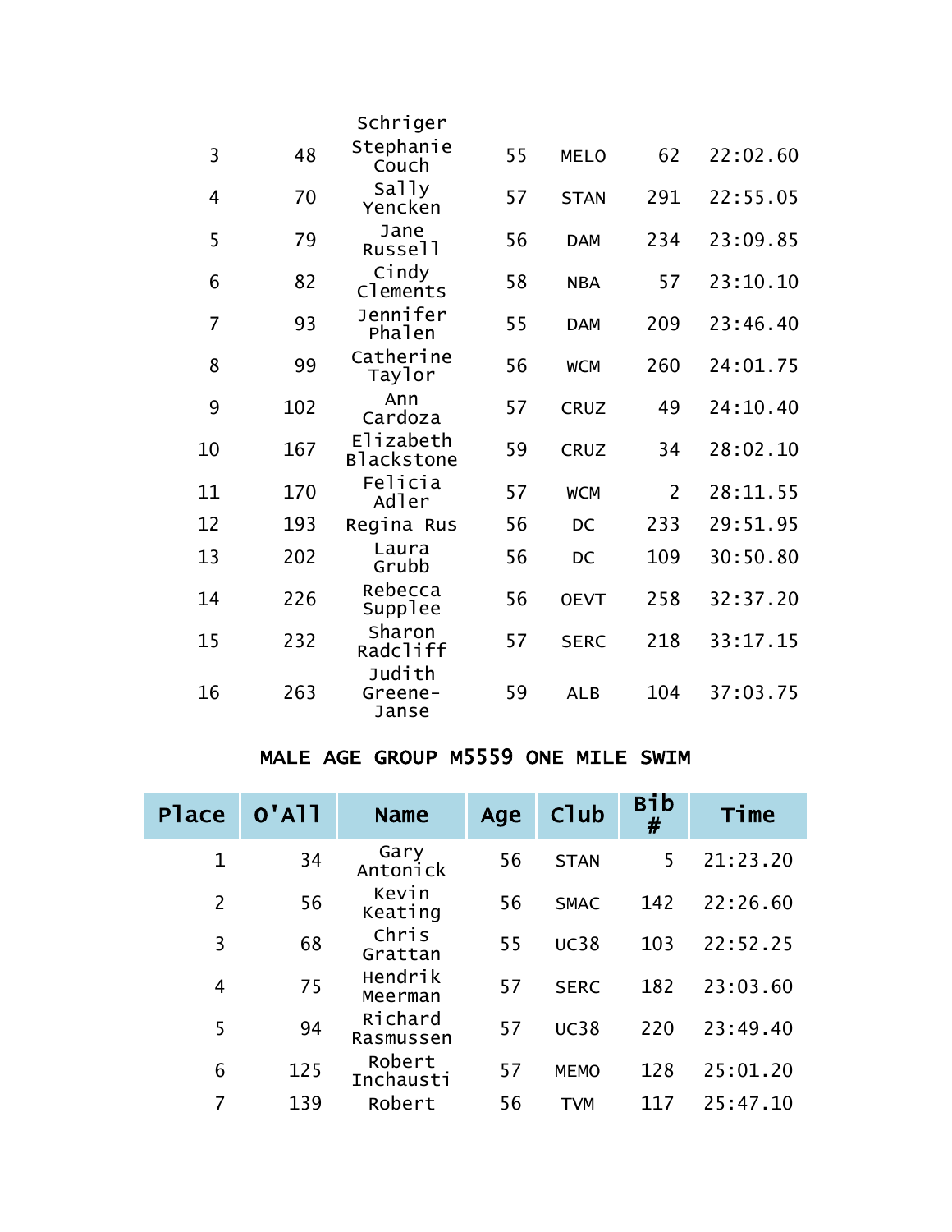| | | | | | | |
|---|---|---|---|---|---|---|
| | | Schriger | | | | |
| 3 | 48 | Stephanie Couch | 55 | MELO | 62 | 22:02.60 |
| 4 | 70 | Sally Yencken | 57 | STAN | 291 | 22:55.05 |
| 5 | 79 | Jane Russell | 56 | DAM | 234 | 23:09.85 |
| 6 | 82 | Cindy Clements | 58 | NBA | 57 | 23:10.10 |
| 7 | 93 | Jennifer Phalen | 55 | DAM | 209 | 23:46.40 |
| 8 | 99 | Catherine Taylor | 56 | WCM | 260 | 24:01.75 |
| 9 | 102 | Ann Cardoza | 57 | CRUZ | 49 | 24:10.40 |
| 10 | 167 | Elizabeth Blackstone | 59 | CRUZ | 34 | 28:02.10 |
| 11 | 170 | Felicia Adler | 57 | WCM | 2 | 28:11.55 |
| 12 | 193 | Regina Rus | 56 | DC | 233 | 29:51.95 |
| 13 | 202 | Laura Grubb | 56 | DC | 109 | 30:50.80 |
| 14 | 226 | Rebecca Supplee | 56 | OEVT | 258 | 32:37.20 |
| 15 | 232 | Sharon Radcliff | 57 | SERC | 218 | 33:17.15 |
| 16 | 263 | Judith Greene-Janse | 59 | ALB | 104 | 37:03.75 |

## MALE AGE GROUP M5559 ONE MILE SWIM

| Place | O'All | Name | Age | Club | Bib # | Time |
|---|---|---|---|---|---|---|
| 1 | 34 | Gary Antonick | 56 | STAN | 5 | 21:23.20 |
| 2 | 56 | Kevin Keating | 56 | SMAC | 142 | 22:26.60 |
| 3 | 68 | Chris Grattan | 55 | UC38 | 103 | 22:52.25 |
| 4 | 75 | Hendrik Meerman | 57 | SERC | 182 | 23:03.60 |
| 5 | 94 | Richard Rasmussen | 57 | UC38 | 220 | 23:49.40 |
| 6 | 125 | Robert Inchausti | 57 | MEMO | 128 | 25:01.20 |
| 7 | 139 | Robert | 56 | TVM | 117 | 25:47.10 |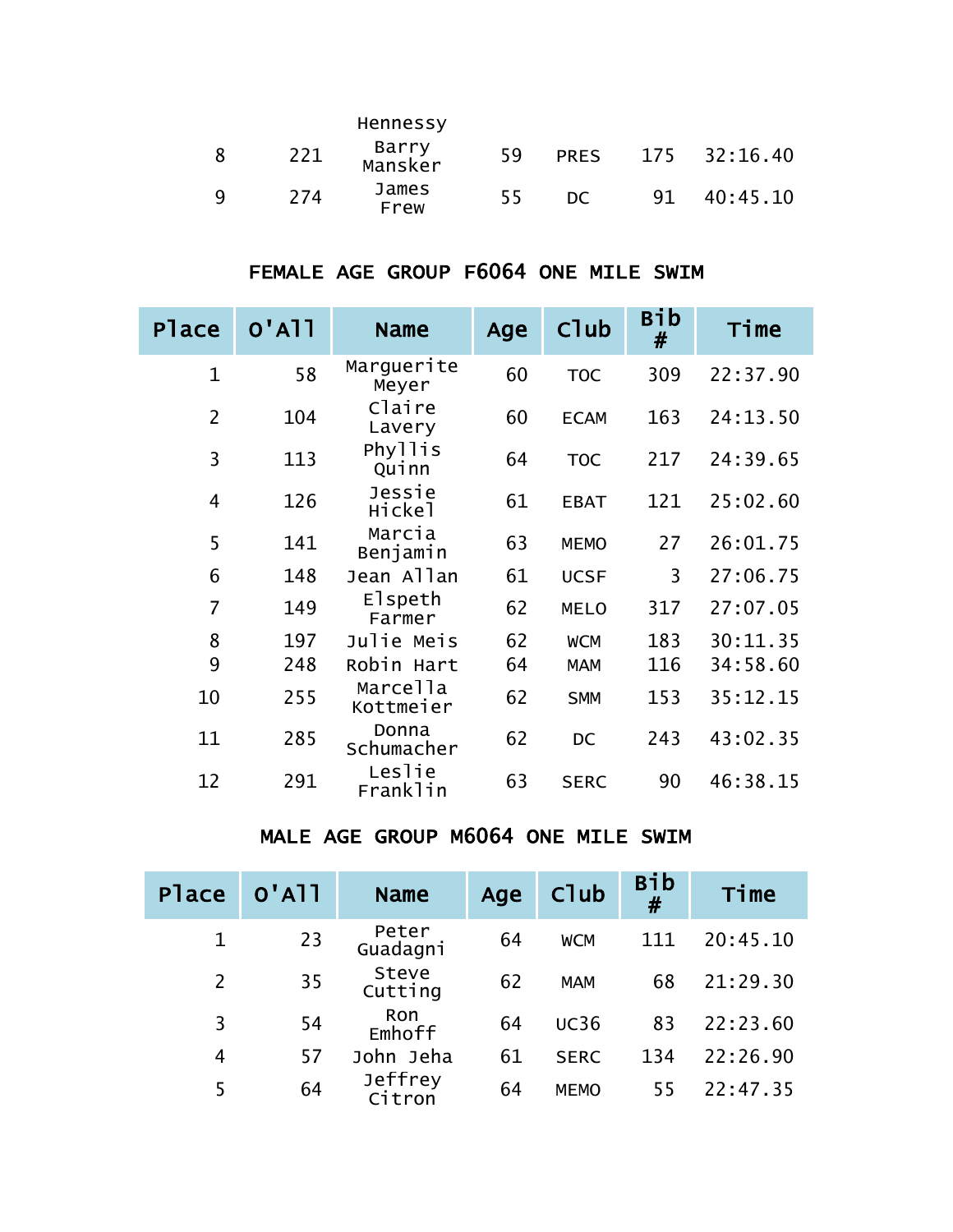| | | | | | | |
|---|---|---|---|---|---|---|
| | | Hennessy | | | | |
| 8 | 221 | Barry Mansker | 59 | PRES | 175 | 32:16.40 |
| 9 | 274 | James Frew | 55 | DC | 91 | 40:45.10 |

## FEMALE AGE GROUP F6064 ONE MILE SWIM

| Place | O'All | Name | Age | Club | Bib # | Time |
|---|---|---|---|---|---|---|
| 1 | 58 | Marguerite Meyer | 60 | TOC | 309 | 22:37.90 |
| 2 | 104 | Claire Lavery | 60 | ECAM | 163 | 24:13.50 |
| 3 | 113 | Phyllis Quinn | 64 | TOC | 217 | 24:39.65 |
| 4 | 126 | Jessie Hickel | 61 | EBAT | 121 | 25:02.60 |
| 5 | 141 | Marcia Benjamin | 63 | MEMO | 27 | 26:01.75 |
| 6 | 148 | Jean Allan | 61 | UCSF | 3 | 27:06.75 |
| 7 | 149 | Elspeth Farmer | 62 | MELO | 317 | 27:07.05 |
| 8 | 197 | Julie Meis | 62 | WCM | 183 | 30:11.35 |
| 9 | 248 | Robin Hart | 64 | MAM | 116 | 34:58.60 |
| 10 | 255 | Marcella Kottmeier | 62 | SMM | 153 | 35:12.15 |
| 11 | 285 | Donna Schumacher | 62 | DC | 243 | 43:02.35 |
| 12 | 291 | Leslie Franklin | 63 | SERC | 90 | 46:38.15 |

## MALE AGE GROUP M6064 ONE MILE SWIM

| Place | O'All | Name | Age | Club | Bib # | Time |
|---|---|---|---|---|---|---|
| 1 | 23 | Peter Guadagni | 64 | WCM | 111 | 20:45.10 |
| 2 | 35 | Steve Cutting | 62 | MAM | 68 | 21:29.30 |
| 3 | 54 | Ron Emhoff | 64 | UC36 | 83 | 22:23.60 |
| 4 | 57 | John Jeha | 61 | SERC | 134 | 22:26.90 |
| 5 | 64 | Jeffrey Citron | 64 | MEMO | 55 | 22:47.35 |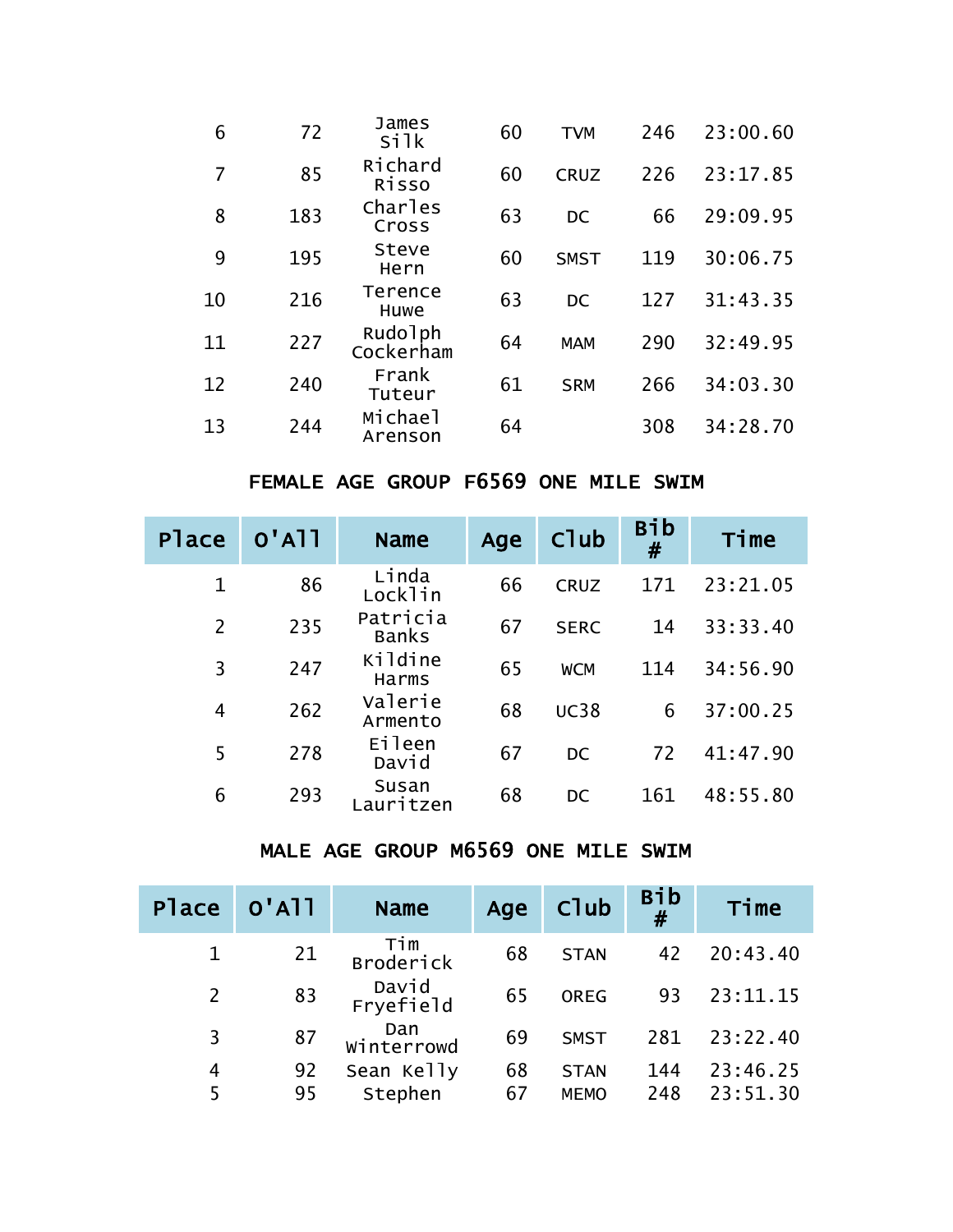| Place | O'All | Name | Age | Club | Bib # | Time |
|---|---|---|---|---|---|---|
| 6 | 72 | James Silk | 60 | TVM | 246 | 23:00.60 |
| 7 | 85 | Richard Risso | 60 | CRUZ | 226 | 23:17.85 |
| 8 | 183 | Charles Cross | 63 | DC | 66 | 29:09.95 |
| 9 | 195 | Steve Hern | 60 | SMST | 119 | 30:06.75 |
| 10 | 216 | Terence Huwe | 63 | DC | 127 | 31:43.35 |
| 11 | 227 | Rudolph Cockerham | 64 | MAM | 290 | 32:49.95 |
| 12 | 240 | Frank Tuteur | 61 | SRM | 266 | 34:03.30 |
| 13 | 244 | Michael Arenson | 64 | | 308 | 34:28.70 |

## FEMALE AGE GROUP F6569 ONE MILE SWIM

| Place | O'All | Name | Age | Club | Bib # | Time |
|---|---|---|---|---|---|---|
| 1 | 86 | Linda Locklin | 66 | CRUZ | 171 | 23:21.05 |
| 2 | 235 | Patricia Banks | 67 | SERC | 14 | 33:33.40 |
| 3 | 247 | Kildine Harms | 65 | WCM | 114 | 34:56.90 |
| 4 | 262 | Valerie Armento | 68 | UC38 | 6 | 37:00.25 |
| 5 | 278 | Eileen David | 67 | DC | 72 | 41:47.90 |
| 6 | 293 | Susan Lauritzen | 68 | DC | 161 | 48:55.80 |

## MALE AGE GROUP M6569 ONE MILE SWIM

| Place | O'All | Name | Age | Club | Bib # | Time |
|---|---|---|---|---|---|---|
| 1 | 21 | Tim Broderick | 68 | STAN | 42 | 20:43.40 |
| 2 | 83 | David Fryefield | 65 | OREG | 93 | 23:11.15 |
| 3 | 87 | Dan Winterrowd | 69 | SMST | 281 | 23:22.40 |
| 4 | 92 | Sean Kelly | 68 | STAN | 144 | 23:46.25 |
| 5 | 95 | Stephen | 67 | MEMO | 248 | 23:51.30 |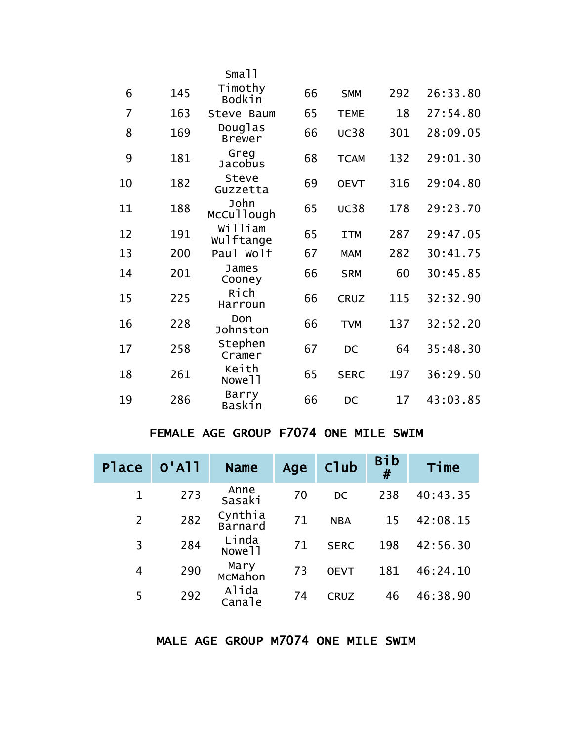| | | Small | | | | |
|---|---|---|---|---|---|---|
| 6 | 145 | Timothy Bodkin | 66 | SMM | 292 | 26:33.80 |
| 7 | 163 | Steve Baum | 65 | TEME | 18 | 27:54.80 |
| 8 | 169 | Douglas Brewer | 66 | UC38 | 301 | 28:09.05 |
| 9 | 181 | Greg Jacobus | 68 | TCAM | 132 | 29:01.30 |
| 10 | 182 | Steve Guzzetta | 69 | OEVT | 316 | 29:04.80 |
| 11 | 188 | John McCullough | 65 | UC38 | 178 | 29:23.70 |
| 12 | 191 | William Wulftange | 65 | ITM | 287 | 29:47.05 |
| 13 | 200 | Paul Wolf | 67 | MAM | 282 | 30:41.75 |
| 14 | 201 | James Cooney | 66 | SRM | 60 | 30:45.85 |
| 15 | 225 | Rich Harroun | 66 | CRUZ | 115 | 32:32.90 |
| 16 | 228 | Don Johnston | 66 | TVM | 137 | 32:52.20 |
| 17 | 258 | Stephen Cramer | 67 | DC | 64 | 35:48.30 |
| 18 | 261 | Keith Nowell | 65 | SERC | 197 | 36:29.50 |
| 19 | 286 | Barry Baskin | 66 | DC | 17 | 43:03.85 |

## FEMALE AGE GROUP F7074 ONE MILE SWIM

| Place | O'All | Name | Age | Club | Bib # | Time |
|---|---|---|---|---|---|---|
| 1 | 273 | Anne Sasaki | 70 | DC | 238 | 40:43.35 |
| 2 | 282 | Cynthia Barnard | 71 | NBA | 15 | 42:08.15 |
| 3 | 284 | Linda Nowell | 71 | SERC | 198 | 42:56.30 |
| 4 | 290 | Mary McMahon | 73 | OEVT | 181 | 46:24.10 |
| 5 | 292 | Alida Canale | 74 | CRUZ | 46 | 46:38.90 |

## MALE AGE GROUP M7074 ONE MILE SWIM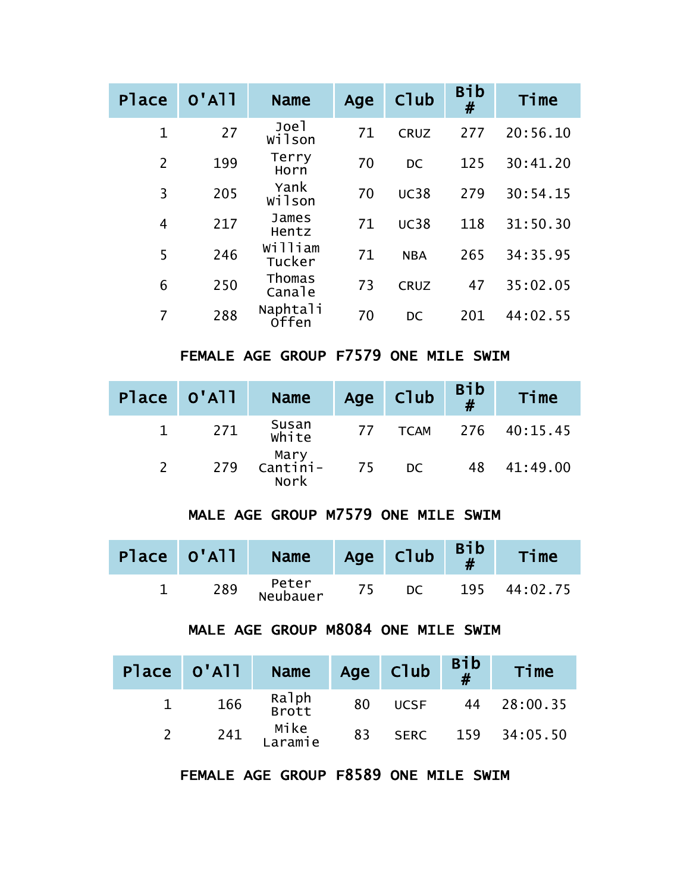| Place | O'All | Name | Age | Club | Bib # | Time |
|---|---|---|---|---|---|---|
| 1 | 27 | Joel Wilson | 71 | CRUZ | 277 | 20:56.10 |
| 2 | 199 | Terry Horn | 70 | DC | 125 | 30:41.20 |
| 3 | 205 | Yank Wilson | 70 | UC38 | 279 | 30:54.15 |
| 4 | 217 | James Hentz | 71 | UC38 | 118 | 31:50.30 |
| 5 | 246 | William Tucker | 71 | NBA | 265 | 34:35.95 |
| 6 | 250 | Thomas Canale | 73 | CRUZ | 47 | 35:02.05 |
| 7 | 288 | Naphtali Offen | 70 | DC | 201 | 44:02.55 |

## FEMALE AGE GROUP F7579 ONE MILE SWIM

| Place | O'All | Name | Age | Club | Bib # | Time |
|---|---|---|---|---|---|---|
| 1 | 271 | Susan White | 77 | TCAM | 276 | 40:15.45 |
| 2 | 279 | Mary Cantini-Nork | 75 | DC | 48 | 41:49.00 |

## MALE AGE GROUP M7579 ONE MILE SWIM

| Place | O'All | Name | Age | Club | Bib # | Time |
|---|---|---|---|---|---|---|
| 1 | 289 | Peter Neubauer | 75 | DC | 195 | 44:02.75 |

## MALE AGE GROUP M8084 ONE MILE SWIM

| Place | O'All | Name | Age | Club | Bib # | Time |
|---|---|---|---|---|---|---|
| 1 | 166 | Ralph Brott | 80 | UCSF | 44 | 28:00.35 |
| 2 | 241 | Mike Laramie | 83 | SERC | 159 | 34:05.50 |

## FEMALE AGE GROUP F8589 ONE MILE SWIM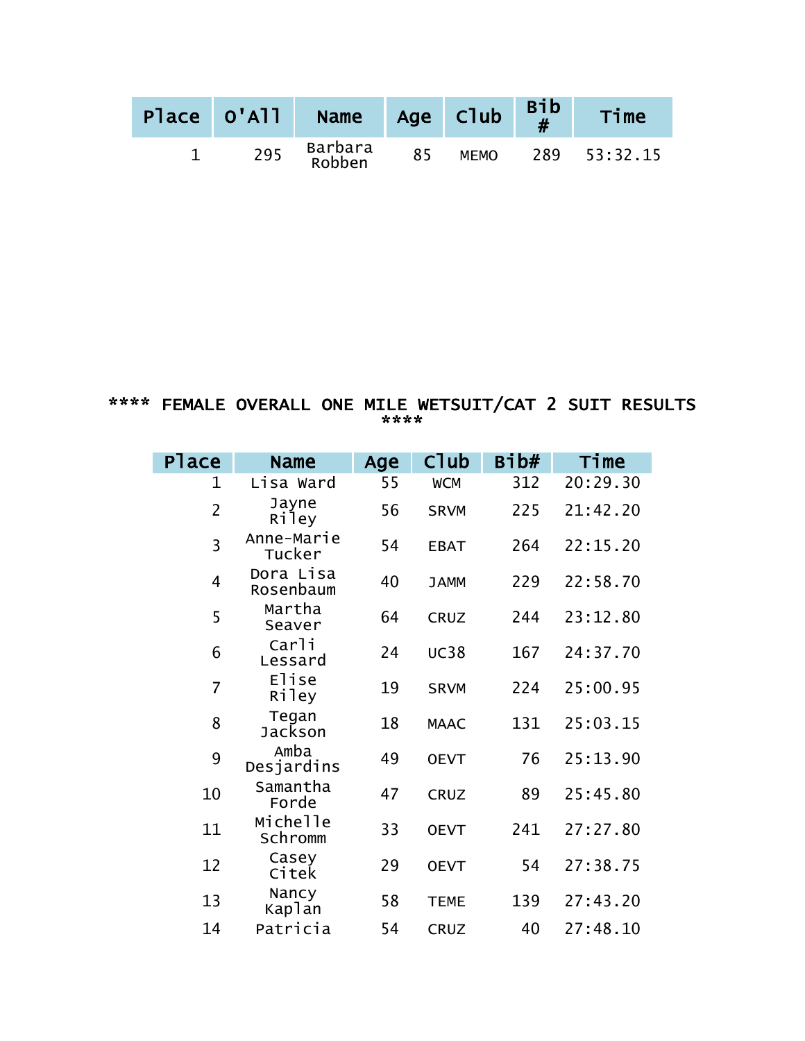| Place | O'All | Name | Age | Club | Bib # | Time |
|---|---|---|---|---|---|---|
| 1 | 295 | Barbara Robben | 85 | MEMO | 289 | 53:32.15 |

## **** FEMALE OVERALL ONE MILE WETSUIT/CAT 2 SUIT RESULTS ****

| Place | Name | Age | Club | Bib# | Time |
|---|---|---|---|---|---|
| 1 | Lisa Ward | 55 | WCM | 312 | 20:29.30 |
| 2 | Jayne Riley | 56 | SRVM | 225 | 21:42.20 |
| 3 | Anne-Marie Tucker | 54 | EBAT | 264 | 22:15.20 |
| 4 | Dora Lisa Rosenbaum | 40 | JAMM | 229 | 22:58.70 |
| 5 | Martha Seaver | 64 | CRUZ | 244 | 23:12.80 |
| 6 | Carli Lessard | 24 | UC38 | 167 | 24:37.70 |
| 7 | Elise Riley | 19 | SRVM | 224 | 25:00.95 |
| 8 | Tegan Jackson | 18 | MAAC | 131 | 25:03.15 |
| 9 | Amba Desjardins | 49 | OEVT | 76 | 25:13.90 |
| 10 | Samantha Forde | 47 | CRUZ | 89 | 25:45.80 |
| 11 | Michelle Schromm | 33 | OEVT | 241 | 27:27.80 |
| 12 | Casey Citek | 29 | OEVT | 54 | 27:38.75 |
| 13 | Nancy Kaplan | 58 | TEME | 139 | 27:43.20 |
| 14 | Patricia | 54 | CRUZ | 40 | 27:48.10 |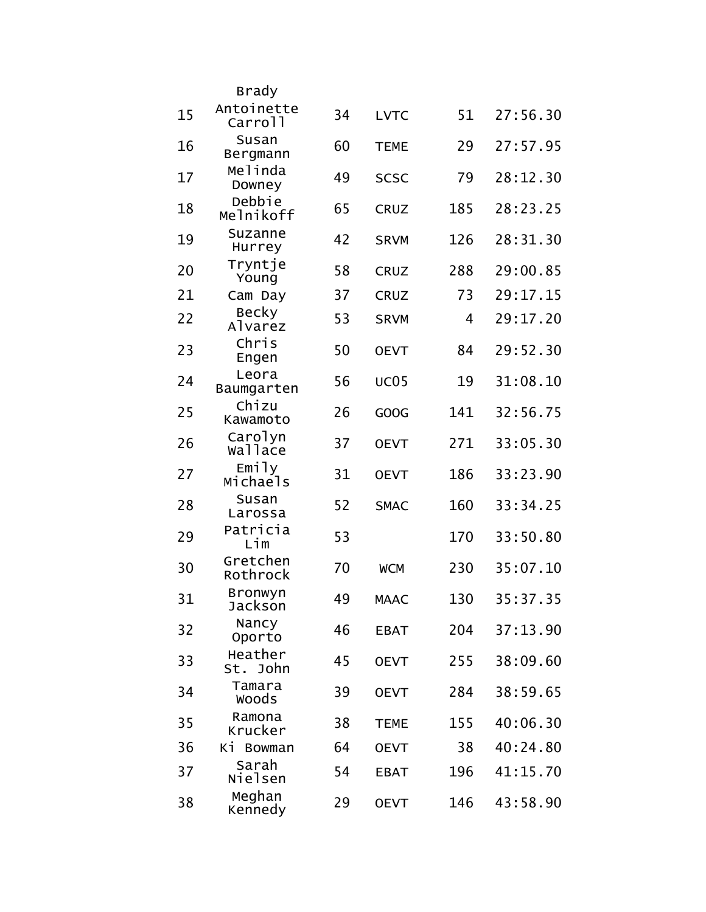Brady

| | | | | | |
|---|---|---|---|---|---|
| 15 | Antoinette Carroll | 34 | LVTC | 51 | 27:56.30 |
| 16 | Susan Bergmann | 60 | TEME | 29 | 27:57.95 |
| 17 | Melinda Downey | 49 | SCSC | 79 | 28:12.30 |
| 18 | Debbie Melnikoff | 65 | CRUZ | 185 | 28:23.25 |
| 19 | Suzanne Hurrey | 42 | SRVM | 126 | 28:31.30 |
| 20 | Tryntje Young | 58 | CRUZ | 288 | 29:00.85 |
| 21 | Cam Day | 37 | CRUZ | 73 | 29:17.15 |
| 22 | Becky Alvarez | 53 | SRVM | 4 | 29:17.20 |
| 23 | Chris Engen | 50 | OEVT | 84 | 29:52.30 |
| 24 | Leora Baumgarten | 56 | UC05 | 19 | 31:08.10 |
| 25 | Chizu Kawamoto | 26 | GOOG | 141 | 32:56.75 |
| 26 | Carolyn Wallace | 37 | OEVT | 271 | 33:05.30 |
| 27 | Emily Michaels | 31 | OEVT | 186 | 33:23.90 |
| 28 | Susan Larossa | 52 | SMAC | 160 | 33:34.25 |
| 29 | Patricia Lim | 53 | | 170 | 33:50.80 |
| 30 | Gretchen Rothrock | 70 | WCM | 230 | 35:07.10 |
| 31 | Bronwyn Jackson | 49 | MAAC | 130 | 35:37.35 |
| 32 | Nancy Oporto | 46 | EBAT | 204 | 37:13.90 |
| 33 | Heather St. John | 45 | OEVT | 255 | 38:09.60 |
| 34 | Tamara Woods | 39 | OEVT | 284 | 38:59.65 |
| 35 | Ramona Krucker | 38 | TEME | 155 | 40:06.30 |
| 36 | Ki Bowman | 64 | OEVT | 38 | 40:24.80 |
| 37 | Sarah Nielsen | 54 | EBAT | 196 | 41:15.70 |
| 38 | Meghan Kennedy | 29 | OEVT | 146 | 43:58.90 |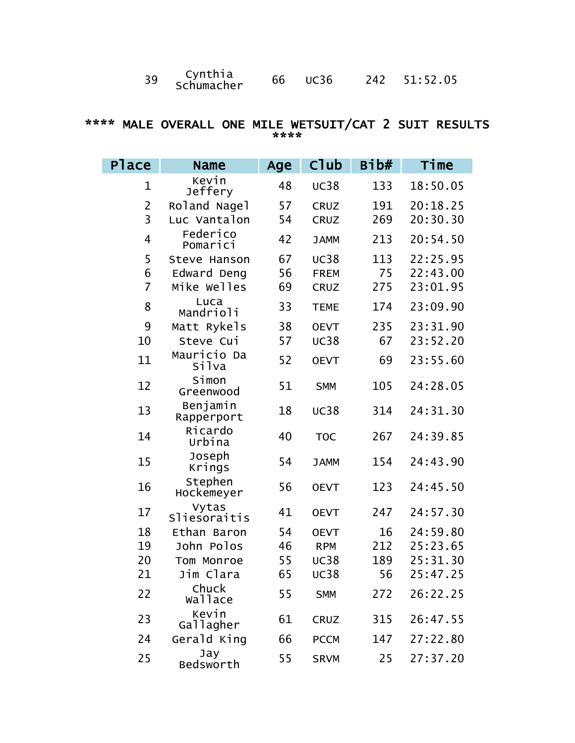| 39 | Cynthia Schumacher | 66 | UC36 | 242 | 51:52.05 |
|---|---|---|---|---|---|

**** MALE OVERALL ONE MILE WETSUIT/CAT 2 SUIT RESULTS ****

| Place | Name | Age | Club | Bib# | Time |
|---|---|---|---|---|---|
| 1 | Kevin Jeffery | 48 | UC38 | 133 | 18:50.05 |
| 2 | Roland Nagel | 57 | CRUZ | 191 | 20:18.25 |
| 3 | Luc Vantalon | 54 | CRUZ | 269 | 20:30.30 |
| 4 | Federico Pomarici | 42 | JAMM | 213 | 20:54.50 |
| 5 | Steve Hanson | 67 | UC38 | 113 | 22:25.95 |
| 6 | Edward Deng | 56 | FREM | 75 | 22:43.00 |
| 7 | Mike Welles | 69 | CRUZ | 275 | 23:01.95 |
| 8 | Luca Mandrioli | 33 | TEME | 174 | 23:09.90 |
| 9 | Matt Rykels | 38 | OEVT | 235 | 23:31.90 |
| 10 | Steve Cui | 57 | UC38 | 67 | 23:52.20 |
| 11 | Mauricio Da Silva | 52 | OEVT | 69 | 23:55.60 |
| 12 | Simon Greenwood | 51 | SMM | 105 | 24:28.05 |
| 13 | Benjamin Rapperport | 18 | UC38 | 314 | 24:31.30 |
| 14 | Ricardo Urbina | 40 | TOC | 267 | 24:39.85 |
| 15 | Joseph Krings | 54 | JAMM | 154 | 24:43.90 |
| 16 | Stephen Hockemeyer | 56 | OEVT | 123 | 24:45.50 |
| 17 | Vytas Sliesoraitis | 41 | OEVT | 247 | 24:57.30 |
| 18 | Ethan Baron | 54 | OEVT | 16 | 24:59.80 |
| 19 | John Polos | 46 | RPM | 212 | 25:23.65 |
| 20 | Tom Monroe | 55 | UC38 | 189 | 25:31.30 |
| 21 | Jim Clara | 65 | UC38 | 56 | 25:47.25 |
| 22 | Chuck Wallace | 55 | SMM | 272 | 26:22.25 |
| 23 | Kevin Gallagher | 61 | CRUZ | 315 | 26:47.55 |
| 24 | Gerald King | 66 | PCCM | 147 | 27:22.80 |
| 25 | Jay Bedsworth | 55 | SRVM | 25 | 27:37.20 |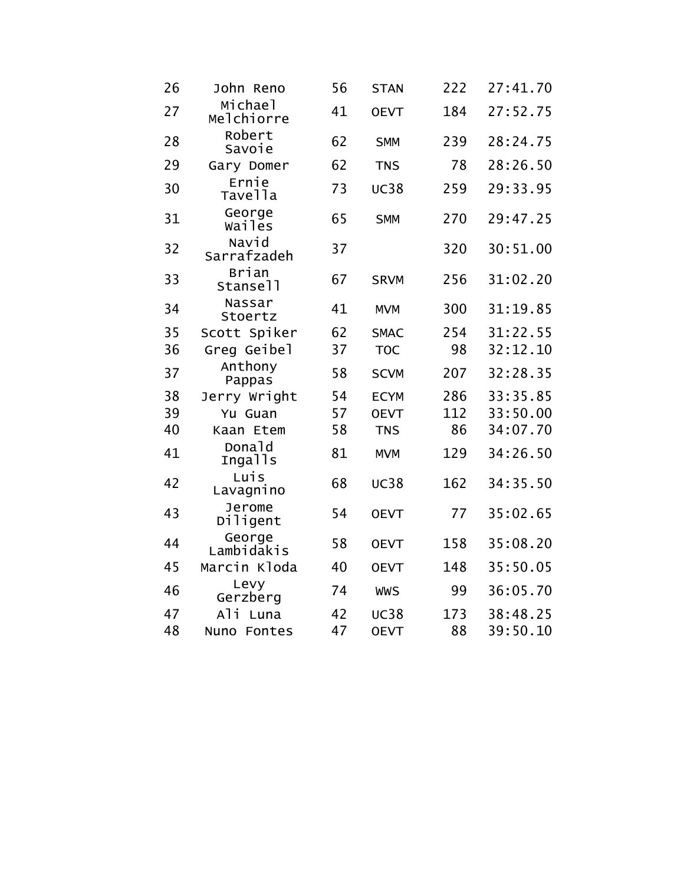| | | | | | |
|---|---|---|---|---|---|
| 26 | John Reno | 56 | STAN | 222 | 27:41.70 |
| 27 | Michael Melchiorre | 41 | OEVT | 184 | 27:52.75 |
| 28 | Robert Savoie | 62 | SMM | 239 | 28:24.75 |
| 29 | Gary Domer | 62 | TNS | 78 | 28:26.50 |
| 30 | Ernie Tavella | 73 | UC38 | 259 | 29:33.95 |
| 31 | George Wailes | 65 | SMM | 270 | 29:47.25 |
| 32 | Navid Sarrafzadeh | 37 | | 320 | 30:51.00 |
| 33 | Brian Stansell | 67 | SRVM | 256 | 31:02.20 |
| 34 | Nassar Stoertz | 41 | MVM | 300 | 31:19.85 |
| 35 | Scott Spiker | 62 | SMAC | 254 | 31:22.55 |
| 36 | Greg Geibel | 37 | TOC | 98 | 32:12.10 |
| 37 | Anthony Pappas | 58 | SCVM | 207 | 32:28.35 |
| 38 | Jerry Wright | 54 | ECYM | 286 | 33:35.85 |
| 39 | Yu Guan | 57 | OEVT | 112 | 33:50.00 |
| 40 | Kaan Etem | 58 | TNS | 86 | 34:07.70 |
| 41 | Donald Ingalls | 81 | MVM | 129 | 34:26.50 |
| 42 | Luis Lavagnino | 68 | UC38 | 162 | 34:35.50 |
| 43 | Jerome Diligent | 54 | OEVT | 77 | 35:02.65 |
| 44 | George Lambidakis | 58 | OEVT | 158 | 35:08.20 |
| 45 | Marcin Kloda | 40 | OEVT | 148 | 35:50.05 |
| 46 | Levy Gerzberg | 74 | WWS | 99 | 36:05.70 |
| 47 | Ali Luna | 42 | UC38 | 173 | 38:48.25 |
| 48 | Nuno Fontes | 47 | OEVT | 88 | 39:50.10 |